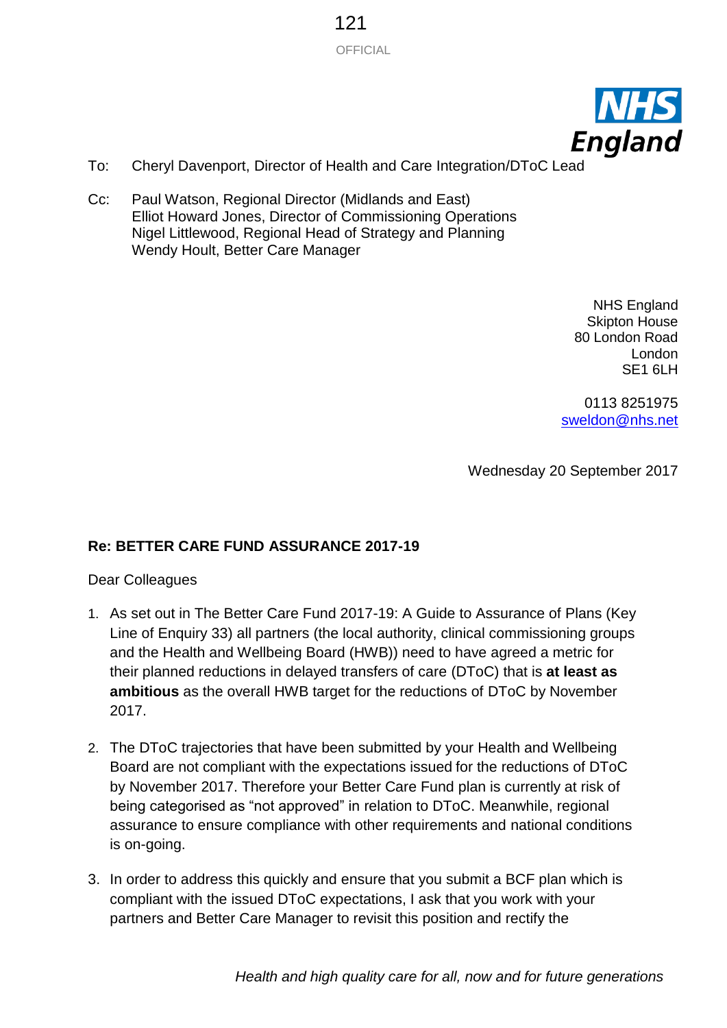OFFICIAL

To: Cheryl Davenport, Director of Health and Care Integration/DToC Lead

Cc: Paul Watson, Regional Director (Midlands and East)
Elliot Howard Jones, Director of Commissioning Operations
Nigel Littlewood, Regional Head of Strategy and Planning
Wendy Hoult, Better Care Manager

NHS England
Skipton House
80 London Road
London
SE1 6LH

0113 8251975
sweldon@nhs.net

Wednesday 20 September 2017

**Re: BETTER CARE FUND ASSURANCE 2017-19**

Dear Colleagues

1. As set out in The Better Care Fund 2017-19: A Guide to Assurance of Plans (Key Line of Enquiry 33) all partners (the local authority, clinical commissioning groups and the Health and Wellbeing Board (HWB)) need to have agreed a metric for their planned reductions in delayed transfers of care (DToC) that is **at least as ambitious** as the overall HWB target for the reductions of DToC by November 2017.

2. The DToC trajectories that have been submitted by your Health and Wellbeing Board are not compliant with the expectations issued for the reductions of DToC by November 2017. Therefore your Better Care Fund plan is currently at risk of being categorised as "not approved" in relation to DToC. Meanwhile, regional assurance to ensure compliance with other requirements and national conditions is on-going.

3. In order to address this quickly and ensure that you submit a BCF plan which is compliant with the issued DToC expectations, I ask that you work with your partners and Better Care Manager to revisit this position and rectify the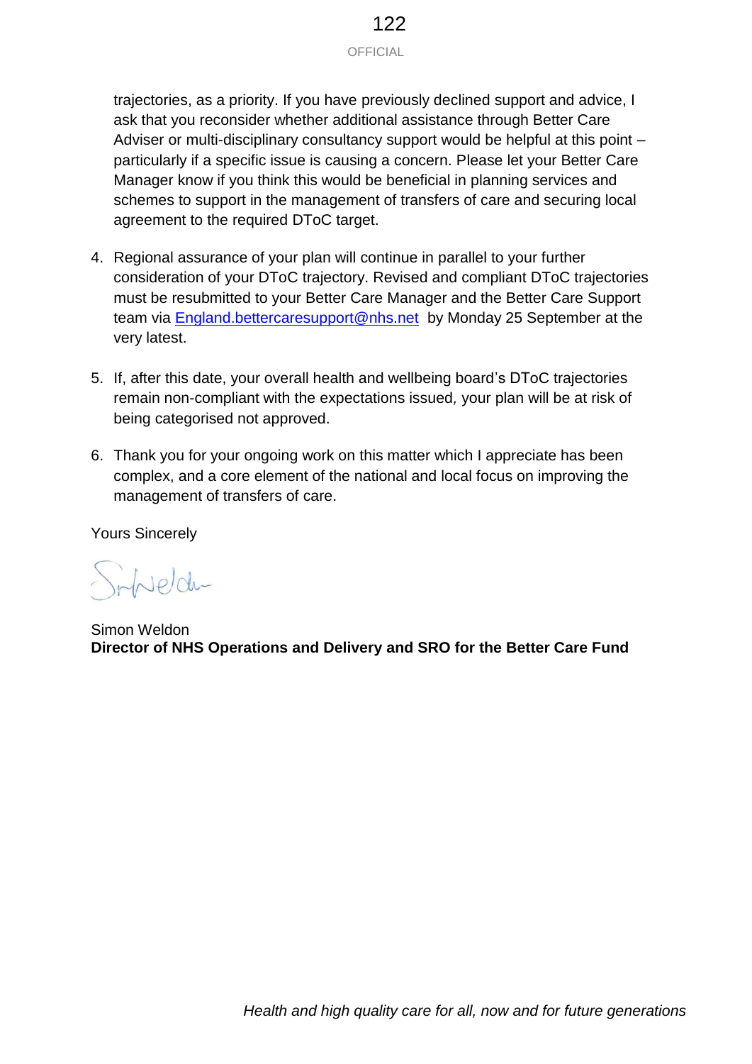trajectories, as a priority. If you have previously declined support and advice, I ask that you reconsider whether additional assistance through Better Care Adviser or multi-disciplinary consultancy support would be helpful at this point – particularly if a specific issue is causing a concern. Please let your Better Care Manager know if you think this would be beneficial in planning services and schemes to support in the management of transfers of care and securing local agreement to the required DToC target.

4. Regional assurance of your plan will continue in parallel to your further consideration of your DToC trajectory. Revised and compliant DToC trajectories must be resubmitted to your Better Care Manager and the Better Care Support team via England.bettercaresupport@nhs.net by Monday 25 September at the very latest.

5. If, after this date, your overall health and wellbeing board's DToC trajectories remain non-compliant with the expectations issued, your plan will be at risk of being categorised not approved.

6. Thank you for your ongoing work on this matter which I appreciate has been complex, and a core element of the national and local focus on improving the management of transfers of care.

Yours Sincerely

Simon Weldon
**Director of NHS Operations and Delivery and SRO for the Better Care Fund**

*Health and high quality care for all, now and for future generations*